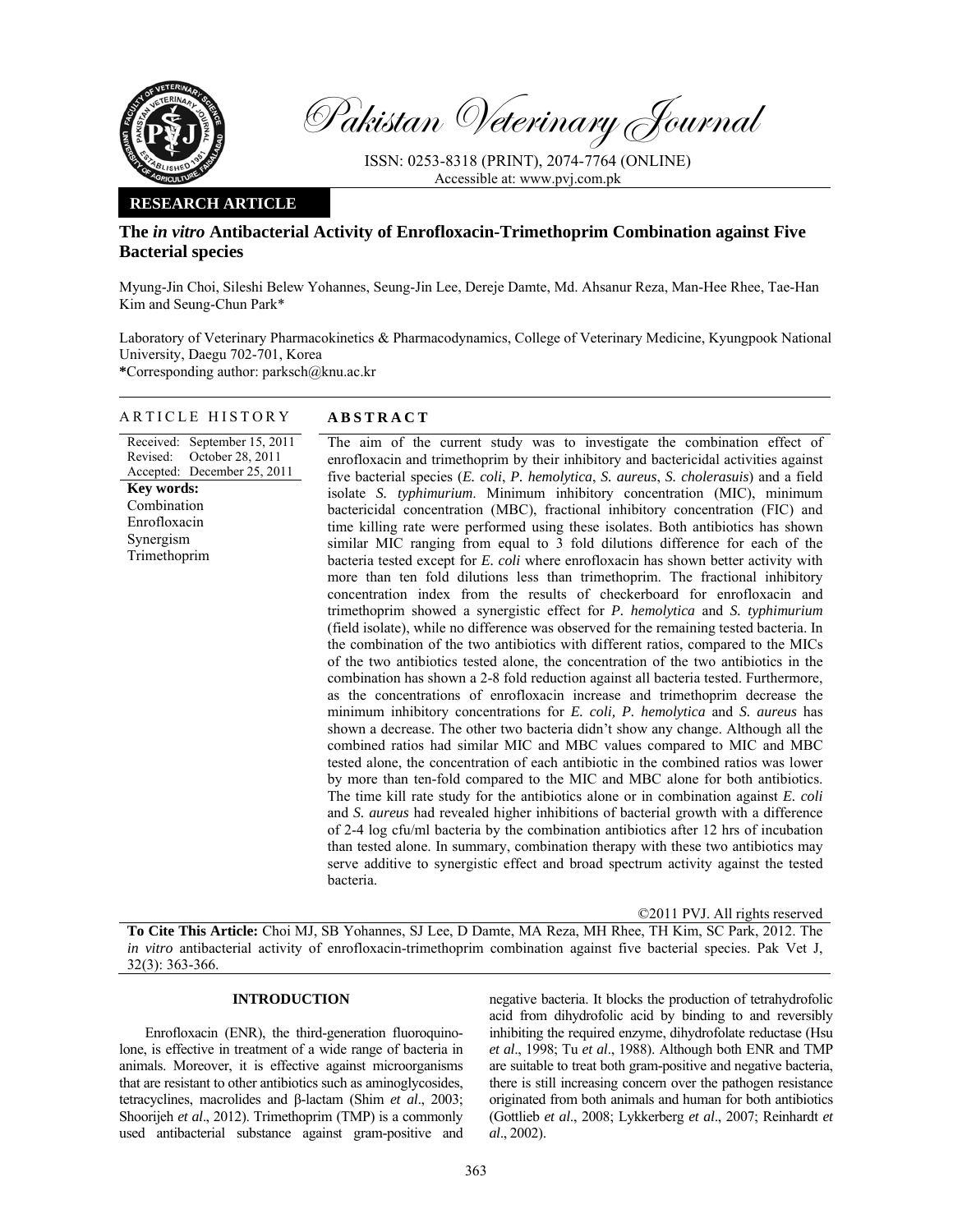Pakistan Veterinary Journal

ISSN: 0253-8318 (PRINT), 2074-7764 (ONLINE)
Accessible at: www.pvj.com.pk

**RESEARCH ARTICLE**

# The *in vitro* Antibacterial Activity of Enrofloxacin-Trimethoprim Combination against Five Bacterial species

Myung-Jin Choi, Sileshi Belew Yohannes, Seung-Jin Lee, Dereje Damte, Md. Ahsanur Reza, Man-Hee Rhee, Tae-Han Kim and Seung-Chun Park*

Laboratory of Veterinary Pharmacokinetics & Pharmacodynamics, College of Veterinary Medicine, Kyungpook National University, Daegu 702-701, Korea
*Corresponding author: parksch@knu.ac.kr

## ARTICLE HISTORY

Received: September 15, 2011
Revised: October 28, 2011
Accepted: December 25, 2011

**Key words:**
Combination
Enrofloxacin
Synergism
Trimethoprim

## ABSTRACT

The aim of the current study was to investigate the combination effect of enrofloxacin and trimethoprim by their inhibitory and bactericidal activities against five bacterial species (*E. coli*, *P. hemolytica*, *S. aureus*, *S. cholerasuis*) and a field isolate *S. typhimurium*. Minimum inhibitory concentration (MIC), minimum bactericidal concentration (MBC), fractional inhibitory concentration (FIC) and time killing rate were performed using these isolates. Both antibiotics has shown similar MIC ranging from equal to 3 fold dilutions difference for each of the bacteria tested except for *E. coli* where enrofloxacin has shown better activity with more than ten fold dilutions less than trimethoprim. The fractional inhibitory concentration index from the results of checkerboard for enrofloxacin and trimethoprim showed a synergistic effect for *P. hemolytica* and *S. typhimurium* (field isolate), while no difference was observed for the remaining tested bacteria. In the combination of the two antibiotics with different ratios, compared to the MICs of the two antibiotics tested alone, the concentration of the two antibiotics in the combination has shown a 2-8 fold reduction against all bacteria tested. Furthermore, as the concentrations of enrofloxacin increase and trimethoprim decrease the minimum inhibitory concentrations for *E. coli, P. hemolytica* and *S. aureus* has shown a decrease. The other two bacteria didn't show any change. Although all the combined ratios had similar MIC and MBC values compared to MIC and MBC tested alone, the concentration of each antibiotic in the combined ratios was lower by more than ten-fold compared to the MIC and MBC alone for both antibiotics. The time kill rate study for the antibiotics alone or in combination against *E. coli* and *S. aureus* had revealed higher inhibitions of bacterial growth with a difference of 2-4 log cfu/ml bacteria by the combination antibiotics after 12 hrs of incubation than tested alone. In summary, combination therapy with these two antibiotics may serve additive to synergistic effect and broad spectrum activity against the tested bacteria.

©2011 PVJ. All rights reserved

**To Cite This Article:** Choi MJ, SB Yohannes, SJ Lee, D Damte, MA Reza, MH Rhee, TH Kim, SC Park, 2012. The *in vitro* antibacterial activity of enrofloxacin-trimethoprim combination against five bacterial species. Pak Vet J, 32(3): 363-366.

## INTRODUCTION

Enrofloxacin (ENR), the third-generation fluoroquinolone, is effective in treatment of a wide range of bacteria in animals. Moreover, it is effective against microorganisms that are resistant to other antibiotics such as aminoglycosides, tetracyclines, macrolides and β-lactam (Shim *et al*., 2003; Shoorijeh *et al*., 2012). Trimethoprim (TMP) is a commonly used antibacterial substance against gram-positive and negative bacteria. It blocks the production of tetrahydrofolic acid from dihydrofolic acid by binding to and reversibly inhibiting the required enzyme, dihydrofolate reductase (Hsu *et al*., 1998; Tu *et al*., 1988). Although both ENR and TMP are suitable to treat both gram-positive and negative bacteria, there is still increasing concern over the pathogen resistance originated from both animals and human for both antibiotics (Gottlieb *et al*., 2008; Lykkerberg *et al*., 2007; Reinhardt *et al*., 2002).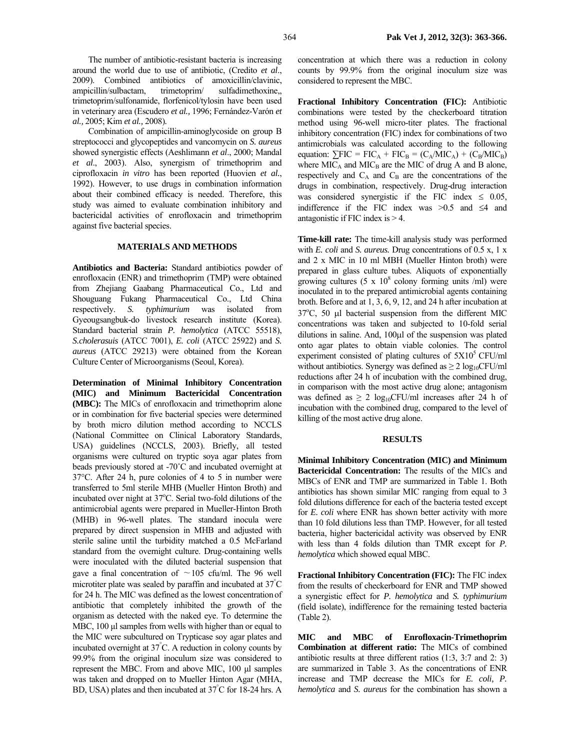The number of antibiotic-resistant bacteria is increasing around the world due to use of antibiotic, (Credito *et al*., 2009). Combined antibiotics of amoxicillin/clavinic, ampicillin/sulbactam, trimetoprim/ sulfadimethoxine,, trimetoprim/sulfonamide, florfenicol/tylosin have been used in veterinary area (Escudero *et al.,* 1996; Fernández-Varón *et al.,* 2005; Kim *et al.,* 2008).

Combination of ampicillin-aminoglycoside on group B streptococci and glycopeptides and vancomycin on *S. aureus* showed synergistic effects (Aeshlimann *et al*., 2000; Mandal *et al*., 2003). Also, synergism of trimethoprim and ciprofloxacin *in vitro* has been reported (Huovien *et al.*, 1992). However, to use drugs in combination information about their combined efficacy is needed. Therefore, this study was aimed to evaluate combination inhibitory and bactericidal activities of enrofloxacin and trimethoprim against five bacterial species.

## MATERIALS AND METHODS

**Antibiotics and Bacteria:** Standard antibiotics powder of enrofloxacin (ENR) and trimethoprim (TMP) were obtained from Zhejiang Gaabang Pharmaceutical Co., Ltd and Shouguang Fukang Pharmaceutical Co., Ltd China respectively. *S. typhimurium* was isolated from Gyeougsangbuk-do livestock research institute (Korea). Standard bacterial strain *P. hemolytica* (ATCC 55518), *S.cholerasuis* (ATCC 7001), *E. coli* (ATCC 25922) and *S. aureus* (ATCC 29213) were obtained from the Korean Culture Center of Microorganisms (Seoul, Korea).

**Determination of Minimal Inhibitory Concentration (MIC) and Minimum Bactericidal Concentration (MBC):** The MICs of enrofloxacin and trimethoprim alone or in combination for five bacterial species were determined by broth micro dilution method according to NCCLS (National Committee on Clinical Laboratory Standards, USA) guidelines (NCCLS, 2003). Briefly, all tested organisms were cultured on tryptic soya agar plates from beads previously stored at -70˚C and incubated overnight at 37°C. After 24 h, pure colonies of 4 to 5 in number were transferred to 5ml sterile MHB (Mueller Hinton Broth) and incubated over night at 37°C. Serial two-fold dilutions of the antimicrobial agents were prepared in Mueller-Hinton Broth (MHB) in 96-well plates. The standard inocula were prepared by direct suspension in MHB and adjusted with sterile saline until the turbidity matched a 0.5 McFarland standard from the overnight culture. Drug-containing wells were inoculated with the diluted bacterial suspension that gave a final concentration of ~105 cfu/ml. The 96 well microtiter plate was sealed by paraffin and incubated at 37˚C for 24 h. The MIC was defined as the lowest concentration of antibiotic that completely inhibited the growth of the organism as detected with the naked eye. To determine the MBC, 100 µl samples from wells with higher than or equal to the MIC were subcultured on Trypticase soy agar plates and incubated overnight at 37˚C. A reduction in colony counts by 99.9% from the original inoculum size was considered to represent the MBC. From and above MIC, 100 µl samples was taken and dropped on to Mueller Hinton Agar (MHA, BD, USA) plates and then incubated at 37˚C for 18-24 hrs. A concentration at which there was a reduction in colony counts by 99.9% from the original inoculum size was considered to represent the MBC.

**Fractional Inhibitory Concentration (FIC):** Antibiotic combinations were tested by the checkerboard titration method using 96-well micro-titer plates. The fractional inhibitory concentration (FIC) index for combinations of two antimicrobials was calculated according to the following equation: $\sum FIC = FIC_A + FIC_B = (C_A/MIC_A) + (C_B/MIC_B)$ where $MIC_A$ and $MIC_B$ are the MIC of drug A and B alone, respectively and $C_A$ and $C_B$ are the concentrations of the drugs in combination, respectively. Drug-drug interaction was considered synergistic if the FIC index $\leq$ 0.05, indifference if the FIC index was >0.5 and ≤4 and antagonistic if FIC index is > 4.

**Time-kill rate:** The time-kill analysis study was performed with *E. coli* and *S. aureus.* Drug concentrations of 0.5 x, 1 x and 2 x MIC in 10 ml MBH (Mueller Hinton broth) were prepared in glass culture tubes. Aliquots of exponentially growing cultures (5 x $10^8$ colony forming units /ml) were inoculated in to the prepared antimicrobial agents containing broth. Before and at 1, 3, 6, 9, 12, and 24 h after incubation at 37°C, 50 µl bacterial suspension from the different MIC concentrations was taken and subjected to 10-fold serial dilutions in saline. And, 100µl of the suspension was plated onto agar plates to obtain viable colonies. The control experiment consisted of plating cultures of $5X10^5$ CFU/ml without antibiotics. Synergy was defined as $\geq 2\ \log_{10}$CFU/ml reductions after 24 h of incubation with the combined drug, in comparison with the most active drug alone; antagonism was defined as $\geq 2\ \log_{10}$CFU/ml increases after 24 h of incubation with the combined drug, compared to the level of killing of the most active drug alone.

## RESULTS

**Minimal Inhibitory Concentration (MIC) and Minimum Bactericidal Concentration:** The results of the MICs and MBCs of ENR and TMP are summarized in Table 1. Both antibiotics has shown similar MIC ranging from equal to 3 fold dilutions difference for each of the bacteria tested except for *E. coli* where ENR has shown better activity with more than 10 fold dilutions less than TMP. However, for all tested bacteria, higher bactericidal activity was observed by ENR with less than 4 folds dilution than TMR except for *P. hemolytica* which showed equal MBC.

**Fractional Inhibitory Concentration (FIC):** The FIC index from the results of checkerboard for ENR and TMP showed a synergistic effect for *P. hemolytica* and *S. typhimurium* (field isolate), indifference for the remaining tested bacteria (Table 2).

**MIC and MBC of Enrofloxacin-Trimethoprim Combination at different ratio:** The MICs of combined antibiotic results at three different ratios (1:3, 3:7 and 2: 3) are summarized in Table 3. As the concentrations of ENR increase and TMP decrease the MICs for *E. coli, P. hemolytica* and *S. aureus* for the combination has shown a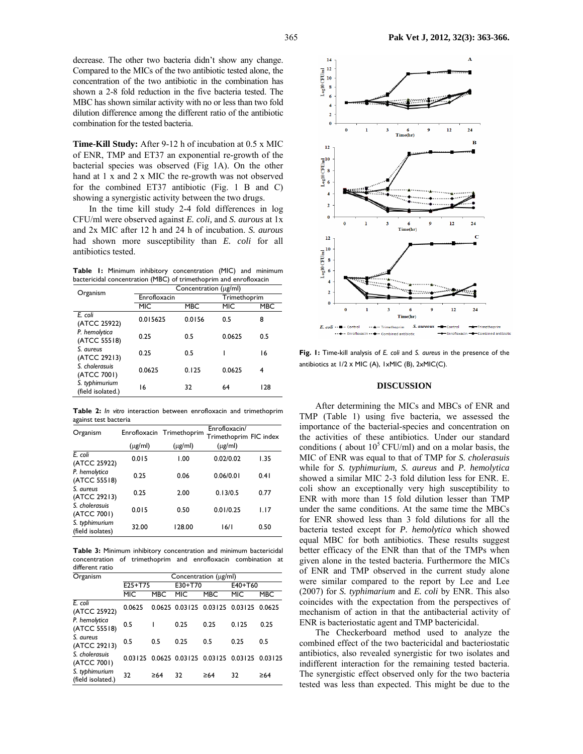decrease. The other two bacteria didn't show any change. Compared to the MICs of the two antibiotic tested alone, the concentration of the two antibiotic in the combination has shown a 2-8 fold reduction in the five bacteria tested. The MBC has shown similar activity with no or less than two fold dilution difference among the different ratio of the antibiotic combination for the tested bacteria.

**Time-Kill Study:** After 9-12 h of incubation at 0.5 x MIC of ENR, TMP and ET37 an exponential re-growth of the bacterial species was observed (Fig 1A). On the other hand at 1 x and 2 x MIC the re-growth was not observed for the combined ET37 antibiotic (Fig. 1 B and C) showing a synergistic activity between the two drugs.

In the time kill study 2-4 fold differences in log CFU/ml were observed against *E. coli,* and *S. aurous* at 1x and 2x MIC after 12 h and 24 h of incubation. *S. aurous* had shown more susceptibility than *E. coli* for all antibiotics tested.

**Table 1:** Minimum inhibitory concentration (MIC) and minimum bactericidal concentration (MBC) of trimethoprim and enrofloxacin

| Organism | Concentration (µg/ml) | | | |
|---|---|---|---|---|
| | Enrofloxacin | | Trimethoprim | |
| | MIC | MBC | MIC | MBC |
| *E. coli* (ATCC 25922) | 0.015625 | 0.0156 | 0.5 | 8 |
| *P. hemolytica* (ATCC 55518) | 0.25 | 0.5 | 0.0625 | 0.5 |
| *S. aureus* (ATCC 29213) | 0.25 | 0.5 | 1 | 16 |
| *S. cholerasuis* (ATCC 7001) | 0.0625 | 0.125 | 0.0625 | 4 |
| *S. typhimurium* (field isolated.) | 16 | 32 | 64 | 128 |

**Table 2:** *In vitro* interaction between enrofloxacin and trimethoprim against test bacteria

| Organism | Enrofloxacin (µg/ml) | Trimethoprim (µg/ml) | Enrofloxacin/ Trimethoprim (µg/ml) | FIC index |
|---|---|---|---|---|
| *E. coli* (ATCC 25922) | 0.015 | 1.00 | 0.02/0.02 | 1.35 |
| *P. hemolytica* (ATCC 55518) | 0.25 | 0.06 | 0.06/0.01 | 0.41 |
| *S. aureus* (ATCC 29213) | 0.25 | 2.00 | 0.13/0.5 | 0.77 |
| *S. cholerasuis* (ATCC 7001) | 0.015 | 0.50 | 0.01/0.25 | 1.17 |
| *S. typhimurium* (field isolates) | 32.00 | 128.00 | 16/1 | 0.50 |

**Table 3:** Minimum inhibitory concentration and minimum bactericidal concentration of trimethoprim and enrofloxacin combination at different ratio

| Organism | Concentration (µg/ml) | | | | | |
|---|---|---|---|---|---|---|
| | E25+T75 | | E30+T70 | | E40+T60 | |
| | MIC | MBC | MIC | MBC | MIC | MBC |
| *E. coli* (ATCC 25922) | 0.0625 | 0.0625 | 0.03125 | 0.03125 | 0.03125 | 0.0625 |
| *P. hemolytica* (ATCC 55518) | 0.5 | 1 | 0.25 | 0.25 | 0.125 | 0.25 |
| *S. aureus* (ATCC 29213) | 0.5 | 0.5 | 0.25 | 0.5 | 0.25 | 0.5 |
| *S. cholerasuis* (ATCC 7001) | 0.03125 | 0.0625 | 0.03125 | 0.03125 | 0.03125 | 0.03125 |
| *S. typhimurium* (field isolated.) | 32 | ≥64 | 32 | ≥64 | 32 | ≥64 |

**Fig. 1:** Time-kill analysis of *E. coli* and *S. aureus* in the presence of the antibiotics at 1/2 x MIC (A), 1xMIC (B), 2xMIC(C).

## DISCUSSION

After determining the MICs and MBCs of ENR and TMP (Table 1) using five bacteria, we assessed the importance of the bacterial-species and concentration on the activities of these antibiotics. Under our standard conditions ( about $10^5$ CFU/ml) and on a molar basis, the MIC of ENR was equal to that of TMP for *S. cholerasuis* while for *S. typhimurium, S. aureus* and *P. hemolytica* showed a similar MIC 2-3 fold dilution less for ENR. E. coli show an exceptionally very high susceptibility to ENR with more than 15 fold dilution lesser than TMP under the same conditions. At the same time the MBCs for ENR showed less than 3 fold dilutions for all the bacteria tested except for *P. hemolytica* which showed equal MBC for both antibiotics. These results suggest better efficacy of the ENR than that of the TMPs when given alone in the tested bacteria. Furthermore the MICs of ENR and TMP observed in the current study alone were similar compared to the report by Lee and Lee (2007) for *S. typhimarium* and *E. coli* by ENR. This also coincides with the expectation from the perspectives of mechanism of action in that the antibacterial activity of ENR is bacteriostatic agent and TMP bactericidal.

The Checkerboard method used to analyze the combined effect of the two bactericidal and bacteriostatic antibiotics, also revealed synergistic for two isolates and indifferent interaction for the remaining tested bacteria. The synergistic effect observed only for the two bacteria tested was less than expected. This might be due to the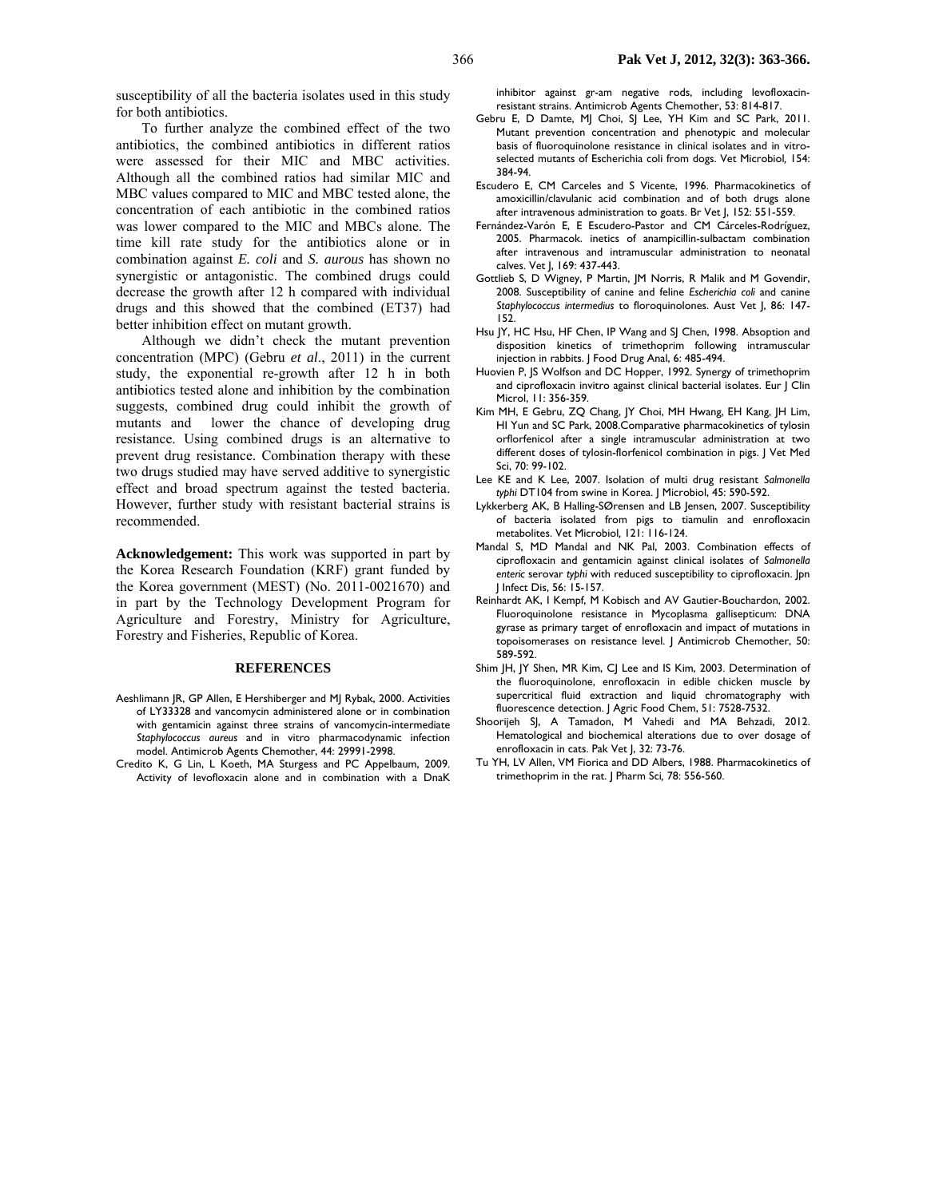susceptibility of all the bacteria isolates used in this study for both antibiotics.

To further analyze the combined effect of the two antibiotics, the combined antibiotics in different ratios were assessed for their MIC and MBC activities. Although all the combined ratios had similar MIC and MBC values compared to MIC and MBC tested alone, the concentration of each antibiotic in the combined ratios was lower compared to the MIC and MBCs alone. The time kill rate study for the antibiotics alone or in combination against *E. coli* and *S. aurous* has shown no synergistic or antagonistic. The combined drugs could decrease the growth after 12 h compared with individual drugs and this showed that the combined (ET37) had better inhibition effect on mutant growth.

Although we didn't check the mutant prevention concentration (MPC) (Gebru *et al*., 2011) in the current study, the exponential re-growth after 12 h in both antibiotics tested alone and inhibition by the combination suggests, combined drug could inhibit the growth of mutants and lower the chance of developing drug resistance. Using combined drugs is an alternative to prevent drug resistance. Combination therapy with these two drugs studied may have served additive to synergistic effect and broad spectrum against the tested bacteria. However, further study with resistant bacterial strains is recommended.

**Acknowledgement:** This work was supported in part by the Korea Research Foundation (KRF) grant funded by the Korea government (MEST) (No. 2011-0021670) and in part by the Technology Development Program for Agriculture and Forestry, Ministry for Agriculture, Forestry and Fisheries, Republic of Korea.

## REFERENCES

Aeshlimann JR, GP Allen, E Hershiberger and MJ Rybak, 2000. Activities of LY33328 and vancomycin administered alone or in combination with gentamicin against three strains of vancomycin-intermediate *Staphylococcus aureus* and in vitro pharmacodynamic infection model. Antimicrob Agents Chemother, 44: 29991-2998.

Credito K, G Lin, L Koeth, MA Sturgess and PC Appelbaum, 2009. Activity of levofloxacin alone and in combination with a DnaK inhibitor against gr-am negative rods, including levofloxacin-resistant strains. Antimicrob Agents Chemother, 53: 814-817.

Gebru E, D Damte, MJ Choi, SJ Lee, YH Kim and SC Park, 2011. Mutant prevention concentration and phenotypic and molecular basis of fluoroquinolone resistance in clinical isolates and in vitro-selected mutants of Escherichia coli from dogs. Vet Microbiol, 154: 384-94.

Escudero E, CM Carceles and S Vicente, 1996. Pharmacokinetics of amoxicillin/clavulanic acid combination and of both drugs alone after intravenous administration to goats. Br Vet J, 152: 551-559.

Fernández-Varón E, E Escudero-Pastor and CM Cárceles-Rodríguez, 2005. Pharmacok. inetics of anampicillin-sulbactam combination after intravenous and intramuscular administration to neonatal calves. Vet J, 169: 437-443.

Gottlieb S, D Wigney, P Martin, JM Norris, R Malik and M Govendir, 2008. Susceptibility of canine and feline *Escherichia coli* and canine *Staphylococcus intermedius* to floroquinolones. Aust Vet J, 86: 147-152.

Hsu JY, HC Hsu, HF Chen, IP Wang and SJ Chen, 1998. Absoption and disposition kinetics of trimethoprim following intramuscular injection in rabbits. J Food Drug Anal, 6: 485-494.

Huovien P, JS Wolfson and DC Hopper, 1992. Synergy of trimethoprim and ciprofloxacin invitro against clinical bacterial isolates. Eur J Clin Microl, 11: 356-359.

Kim MH, E Gebru, ZQ Chang, JY Choi, MH Hwang, EH Kang, JH Lim, HI Yun and SC Park, 2008.Comparative pharmacokinetics of tylosin orflorfenicol after a single intramuscular administration at two different doses of tylosin-florfenicol combination in pigs. J Vet Med Sci, 70: 99-102.

Lee KE and K Lee, 2007. Isolation of multi drug resistant *Salmonella typhi* DT104 from swine in Korea. J Microbiol, 45: 590-592.

Lykkerberg AK, B Halling-SØrensen and LB Jensen, 2007. Susceptibility of bacteria isolated from pigs to tiamulin and enrofloxacin metabolites. Vet Microbiol, 121: 116-124.

Mandal S, MD Mandal and NK Pal, 2003. Combination effects of ciprofloxacin and gentamicin against clinical isolates of *Salmonella enteric* serovar *typhi* with reduced susceptibility to ciprofloxacin. Jpn J Infect Dis, 56: 15-157.

Reinhardt AK, I Kempf, M Kobisch and AV Gautier-Bouchardon, 2002. Fluoroquinolone resistance in Mycoplasma gallisepticum: DNA gyrase as primary target of enrofloxacin and impact of mutations in topoisomerases on resistance level. J Antimicrob Chemother, 50: 589-592.

Shim JH, JY Shen, MR Kim, CJ Lee and IS Kim, 2003. Determination of the fluoroquinolone, enrofloxacin in edible chicken muscle by supercritical fluid extraction and liquid chromatography with fluorescence detection. J Agric Food Chem, 51: 7528-7532.

Shoorijeh SJ, A Tamadon, M Vahedi and MA Behzadi, 2012. Hematological and biochemical alterations due to over dosage of enrofloxacin in cats. Pak Vet J, 32: 73-76.

Tu YH, LV Allen, VM Fiorica and DD Albers, 1988. Pharmacokinetics of trimethoprim in the rat. J Pharm Sci, 78: 556-560.